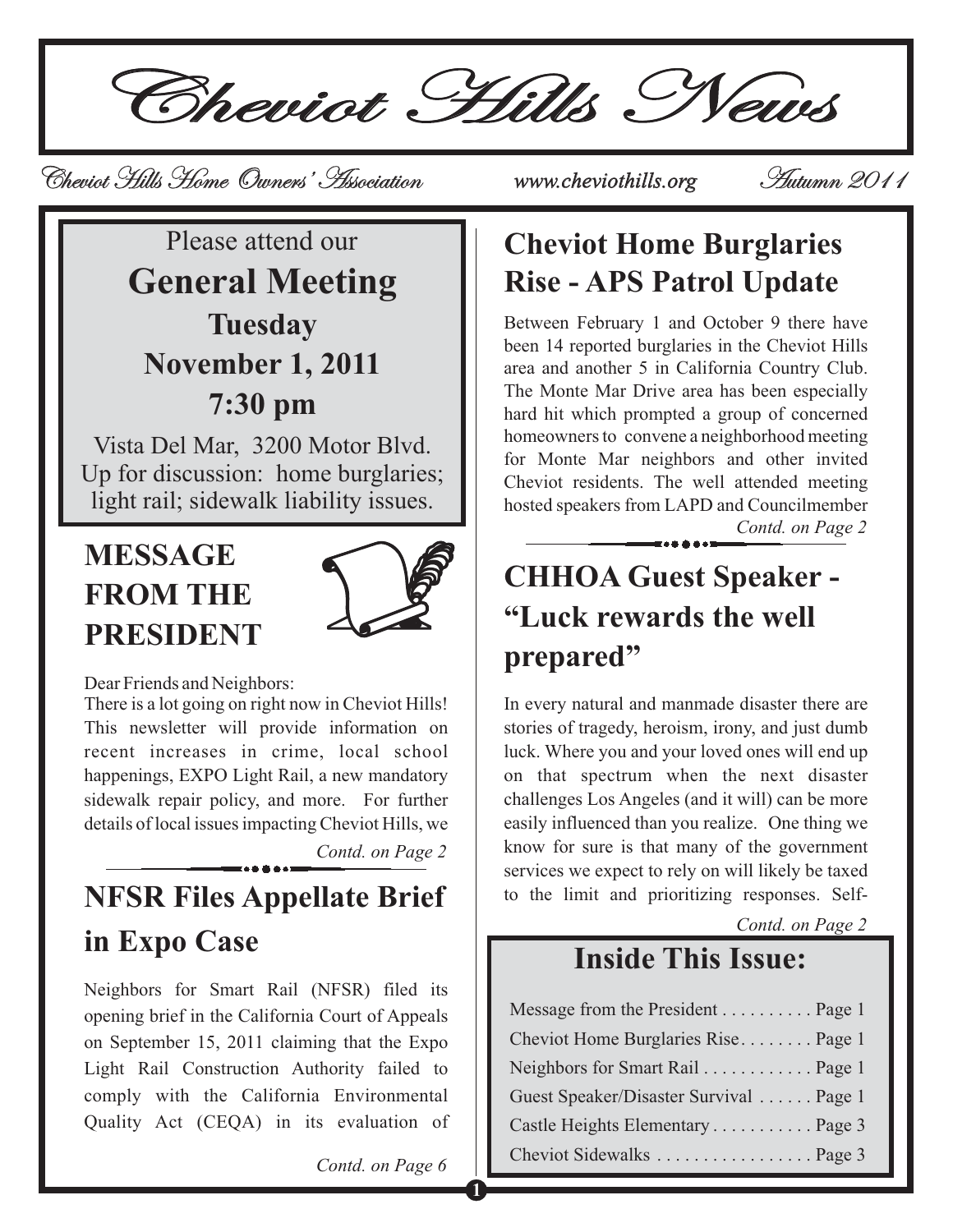# Cheviot Hills News

Cheviot Hills Home Owners' Association    www.cheviothills.org    Autumn 2011

Please attend our

## General Meeting

**Tuesday**

**November 1, 2011**

**7:30 pm**

Vista Del Mar, 3200 Motor Blvd.
Up for discussion: home burglaries; light rail; sidewalk liability issues.

## MESSAGE FROM THE PRESIDENT

Dear Friends and Neighbors:

There is a lot going on right now in Cheviot Hills! This newsletter will provide information on recent increases in crime, local school happenings, EXPO Light Rail, a new mandatory sidewalk repair policy, and more. For further details of local issues impacting Cheviot Hills, we

*Contd. on Page 2*

## NFSR Files Appellate Brief in Expo Case

Neighbors for Smart Rail (NFSR) filed its opening brief in the California Court of Appeals on September 15, 2011 claiming that the Expo Light Rail Construction Authority failed to comply with the California Environmental Quality Act (CEQA) in its evaluation of

*Contd. on Page 6*

## Cheviot Home Burglaries Rise - APS Patrol Update

Between February 1 and October 9 there have been 14 reported burglaries in the Cheviot Hills area and another 5 in California Country Club. The Monte Mar Drive area has been especially hard hit which prompted a group of concerned homeowners to convene a neighborhood meeting for Monte Mar neighbors and other invited Cheviot residents. The well attended meeting hosted speakers from LAPD and Councilmember

*Contd. on Page 2*

## CHHOA Guest Speaker - "Luck rewards the well prepared"

In every natural and manmade disaster there are stories of tragedy, heroism, irony, and just dumb luck. Where you and your loved ones will end up on that spectrum when the next disaster challenges Los Angeles (and it will) can be more easily influenced than you realize. One thing we know for sure is that many of the government services we expect to rely on will likely be taxed to the limit and prioritizing responses. Self-

*Contd. on Page 2*

## Inside This Issue:

| | |
|---|---|
| Message from the President | Page 1 |
| Cheviot Home Burglaries Rise | Page 1 |
| Neighbors for Smart Rail | Page 1 |
| Guest Speaker/Disaster Survival | Page 1 |
| Castle Heights Elementary | Page 3 |
| Cheviot Sidewalks | Page 3 |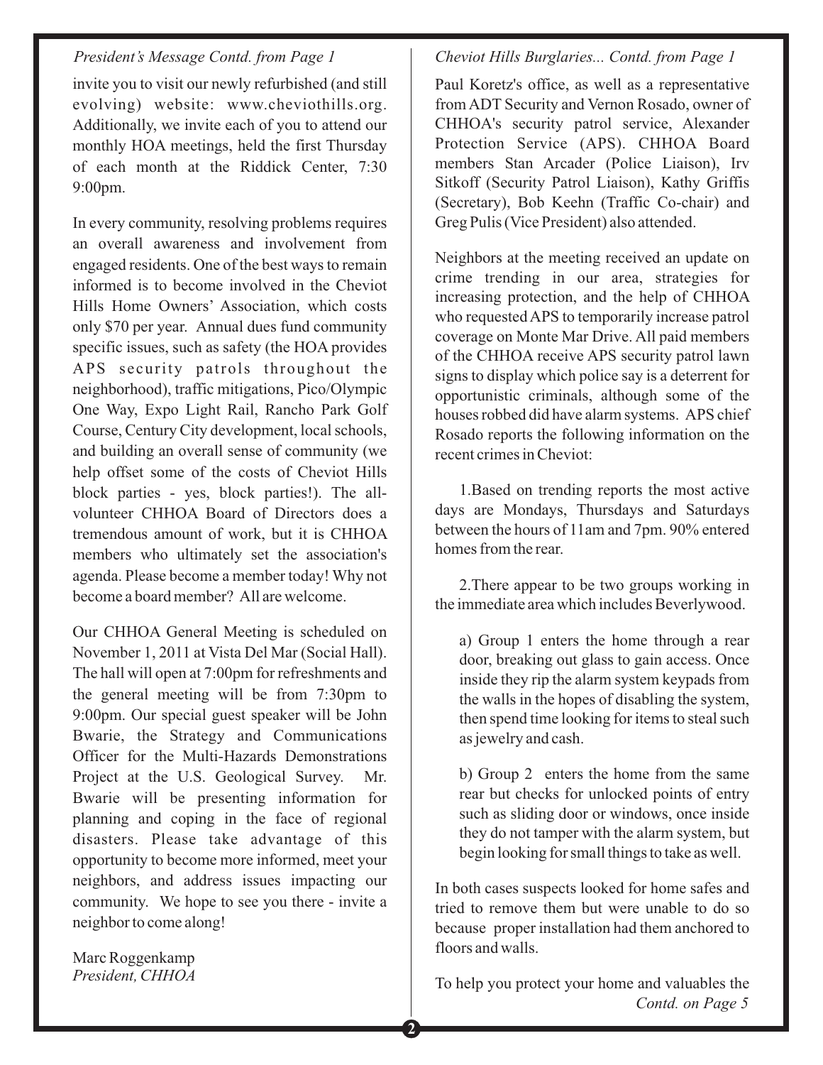*President's Message Contd. from Page 1*

invite you to visit our newly refurbished (and still evolving) website: www.cheviothills.org. Additionally, we invite each of you to attend our monthly HOA meetings, held the first Thursday of each month at the Riddick Center, 7:30 9:00pm.

In every community, resolving problems requires an overall awareness and involvement from engaged residents. One of the best ways to remain informed is to become involved in the Cheviot Hills Home Owners' Association, which costs only $70 per year. Annual dues fund community specific issues, such as safety (the HOA provides APS security patrols throughout the neighborhood), traffic mitigations, Pico/Olympic One Way, Expo Light Rail, Rancho Park Golf Course, Century City development, local schools, and building an overall sense of community (we help offset some of the costs of Cheviot Hills block parties - yes, block parties!). The all-volunteer CHHOA Board of Directors does a tremendous amount of work, but it is CHHOA members who ultimately set the association's agenda. Please become a member today! Why not become a board member? All are welcome.

Our CHHOA General Meeting is scheduled on November 1, 2011 at Vista Del Mar (Social Hall). The hall will open at 7:00pm for refreshments and the general meeting will be from 7:30pm to 9:00pm. Our special guest speaker will be John Bwarie, the Strategy and Communications Officer for the Multi-Hazards Demonstrations Project at the U.S. Geological Survey. Mr. Bwarie will be presenting information for planning and coping in the face of regional disasters. Please take advantage of this opportunity to become more informed, meet your neighbors, and address issues impacting our community. We hope to see you there - invite a neighbor to come along!

Marc Roggenkamp
*President, CHHOA*

*Cheviot Hills Burglaries... Contd. from Page 1*

Paul Koretz's office, as well as a representative from ADT Security and Vernon Rosado, owner of CHHOA's security patrol service, Alexander Protection Service (APS). CHHOA Board members Stan Arcader (Police Liaison), Irv Sitkoff (Security Patrol Liaison), Kathy Griffis (Secretary), Bob Keehn (Traffic Co-chair) and Greg Pulis (Vice President) also attended.

Neighbors at the meeting received an update on crime trending in our area, strategies for increasing protection, and the help of CHHOA who requested APS to temporarily increase patrol coverage on Monte Mar Drive. All paid members of the CHHOA receive APS security patrol lawn signs to display which police say is a deterrent for opportunistic criminals, although some of the houses robbed did have alarm systems. APS chief Rosado reports the following information on the recent crimes in Cheviot:

1. Based on trending reports the most active days are Mondays, Thursdays and Saturdays between the hours of 11am and 7pm. 90% entered homes from the rear.

2. There appear to be two groups working in the immediate area which includes Beverlywood.

   a) Group 1 enters the home through a rear door, breaking out glass to gain access. Once inside they rip the alarm system keypads from the walls in the hopes of disabling the system, then spend time looking for items to steal such as jewelry and cash.

   b) Group 2 enters the home from the same rear but checks for unlocked points of entry such as sliding door or windows, once inside they do not tamper with the alarm system, but begin looking for small things to take as well.

In both cases suspects looked for home safes and tried to remove them but were unable to do so because proper installation had them anchored to floors and walls.

To help you protect your home and valuables the

*Contd. on Page 5*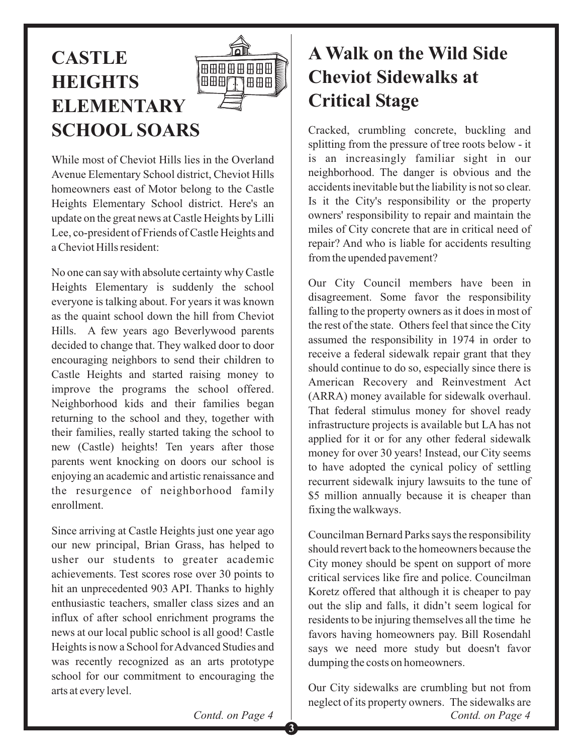# CASTLE HEIGHTS ELEMENTARY SCHOOL SOARS

While most of Cheviot Hills lies in the Overland Avenue Elementary School district, Cheviot Hills homeowners east of Motor belong to the Castle Heights Elementary School district. Here's an update on the great news at Castle Heights by Lilli Lee, co-president of Friends of Castle Heights and a Cheviot Hills resident:

No one can say with absolute certainty why Castle Heights Elementary is suddenly the school everyone is talking about. For years it was known as the quaint school down the hill from Cheviot Hills. A few years ago Beverlywood parents decided to change that. They walked door to door encouraging neighbors to send their children to Castle Heights and started raising money to improve the programs the school offered. Neighborhood kids and their families began returning to the school and they, together with their families, really started taking the school to new (Castle) heights! Ten years after those parents went knocking on doors our school is enjoying an academic and artistic renaissance and the resurgence of neighborhood family enrollment.

Since arriving at Castle Heights just one year ago our new principal, Brian Grass, has helped to usher our students to greater academic achievements. Test scores rose over 30 points to hit an unprecedented 903 API. Thanks to highly enthusiastic teachers, smaller class sizes and an influx of after school enrichment programs the news at our local public school is all good! Castle Heights is now a School for Advanced Studies and was recently recognized as an arts prototype school for our commitment to encouraging the arts at every level.

*Contd. on Page 4*

# A Walk on the Wild Side Cheviot Sidewalks at Critical Stage

Cracked, crumbling concrete, buckling and splitting from the pressure of tree roots below - it is an increasingly familiar sight in our neighborhood. The danger is obvious and the accidents inevitable but the liability is not so clear. Is it the City's responsibility or the property owners' responsibility to repair and maintain the miles of City concrete that are in critical need of repair? And who is liable for accidents resulting from the upended pavement?

Our City Council members have been in disagreement. Some favor the responsibility falling to the property owners as it does in most of the rest of the state. Others feel that since the City assumed the responsibility in 1974 in order to receive a federal sidewalk repair grant that they should continue to do so, especially since there is American Recovery and Reinvestment Act (ARRA) money available for sidewalk overhaul. That federal stimulus money for shovel ready infrastructure projects is available but LA has not applied for it or for any other federal sidewalk money for over 30 years! Instead, our City seems to have adopted the cynical policy of settling recurrent sidewalk injury lawsuits to the tune of $5 million annually because it is cheaper than fixing the walkways.

Councilman Bernard Parks says the responsibility should revert back to the homeowners because the City money should be spent on support of more critical services like fire and police. Councilman Koretz offered that although it is cheaper to pay out the slip and falls, it didn't seem logical for residents to be injuring themselves all the time he favors having homeowners pay. Bill Rosendahl says we need more study but doesn't favor dumping the costs on homeowners.

Our City sidewalks are crumbling but not from neglect of its property owners. The sidewalks are

*Contd. on Page 4*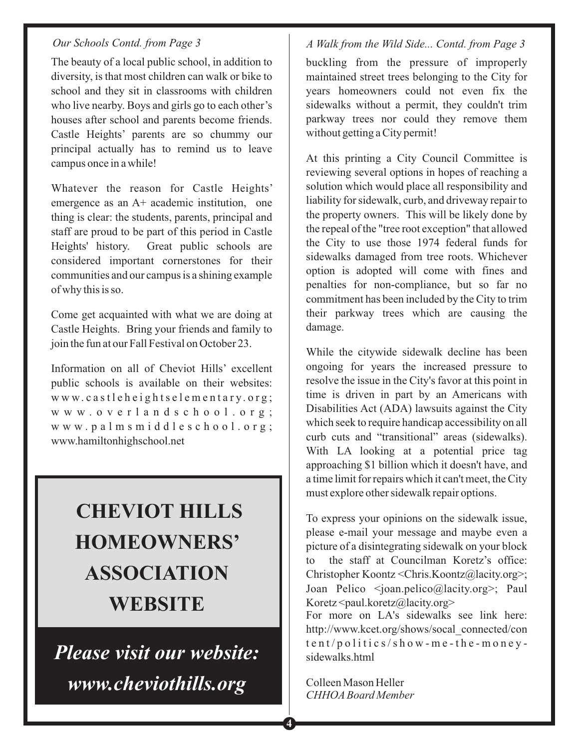*Our Schools Contd. from Page 3*

The beauty of a local public school, in addition to diversity, is that most children can walk or bike to school and they sit in classrooms with children who live nearby. Boys and girls go to each other's houses after school and parents become friends. Castle Heights' parents are so chummy our principal actually has to remind us to leave campus once in a while!

Whatever the reason for Castle Heights' emergence as an A+ academic institution, one thing is clear: the students, parents, principal and staff are proud to be part of this period in Castle Heights' history. Great public schools are considered important cornerstones for their communities and our campus is a shining example of why this is so.

Come get acquainted with what we are doing at Castle Heights. Bring your friends and family to join the fun at our Fall Festival on October 23.

Information on all of Cheviot Hills' excellent public schools is available on their websites: www.castleheightselementary.org; www.overlandschool.org; www.palmsmiddleschool.org; www.hamiltonhighschool.net

**CHEVIOT HILLS HOMEOWNERS' ASSOCIATION WEBSITE**

***Please visit our website: www.cheviothills.org***

*A Walk from the Wild Side... Contd. from Page 3*

buckling from the pressure of improperly maintained street trees belonging to the City for years homeowners could not even fix the sidewalks without a permit, they couldn't trim parkway trees nor could they remove them without getting a City permit!

At this printing a City Council Committee is reviewing several options in hopes of reaching a solution which would place all responsibility and liability for sidewalk, curb, and driveway repair to the property owners. This will be likely done by the repeal of the "tree root exception" that allowed the City to use those 1974 federal funds for sidewalks damaged from tree roots. Whichever option is adopted will come with fines and penalties for non-compliance, but so far no commitment has been included by the City to trim their parkway trees which are causing the damage.

While the citywide sidewalk decline has been ongoing for years the increased pressure to resolve the issue in the City's favor at this point in time is driven in part by an Americans with Disabilities Act (ADA) lawsuits against the City which seek to require handicap accessibility on all curb cuts and "transitional" areas (sidewalks). With LA looking at a potential price tag approaching $1 billion which it doesn't have, and a time limit for repairs which it can't meet, the City must explore other sidewalk repair options.

To express your opinions on the sidewalk issue, please e-mail your message and maybe even a picture of a disintegrating sidewalk on your block to the staff at Councilman Koretz's office: Christopher Koontz <Chris.Koontz@lacity.org>; Joan Pelico <joan.pelico@lacity.org>; Paul Koretz <paul.koretz@lacity.org>

For more on LA's sidewalks see link here: http://www.kcet.org/shows/socal_connected/content/politics/show-me-the-money-sidewalks.html

Colleen Mason Heller
*CHHOA Board Member*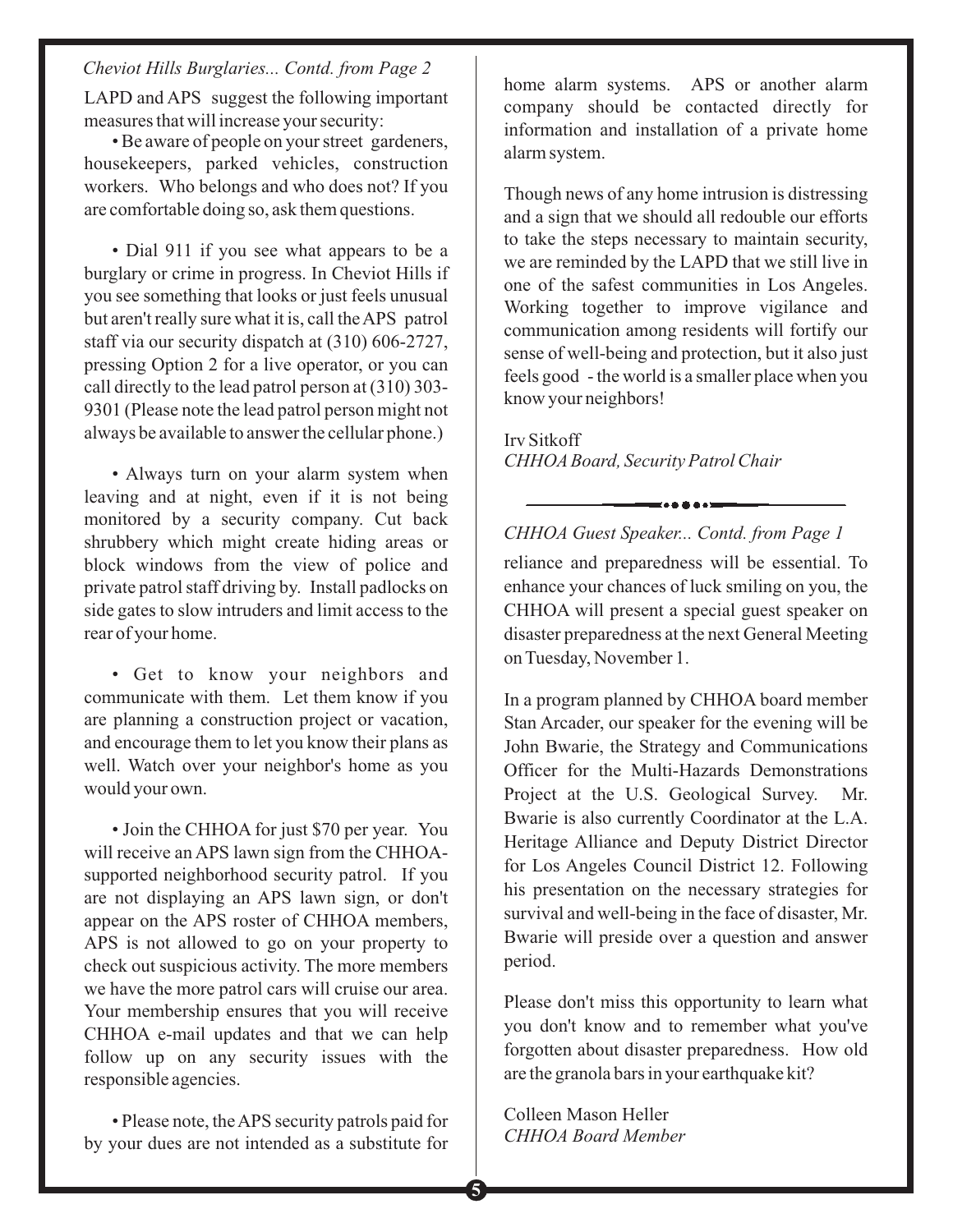*Cheviot Hills Burglaries... Contd. from Page 2*

LAPD and APS suggest the following important measures that will increase your security:

• Be aware of people on your street gardeners, housekeepers, parked vehicles, construction workers. Who belongs and who does not? If you are comfortable doing so, ask them questions.

• Dial 911 if you see what appears to be a burglary or crime in progress. In Cheviot Hills if you see something that looks or just feels unusual but aren't really sure what it is, call the APS patrol staff via our security dispatch at (310) 606-2727, pressing Option 2 for a live operator, or you can call directly to the lead patrol person at (310) 303-9301 (Please note the lead patrol person might not always be available to answer the cellular phone.)

• Always turn on your alarm system when leaving and at night, even if it is not being monitored by a security company. Cut back shrubbery which might create hiding areas or block windows from the view of police and private patrol staff driving by. Install padlocks on side gates to slow intruders and limit access to the rear of your home.

• Get to know your neighbors and communicate with them. Let them know if you are planning a construction project or vacation, and encourage them to let you know their plans as well. Watch over your neighbor's home as you would your own.

• Join the CHHOA for just $70 per year. You will receive an APS lawn sign from the CHHOA-supported neighborhood security patrol. If you are not displaying an APS lawn sign, or don't appear on the APS roster of CHHOA members, APS is not allowed to go on your property to check out suspicious activity. The more members we have the more patrol cars will cruise our area. Your membership ensures that you will receive CHHOA e-mail updates and that we can help follow up on any security issues with the responsible agencies.

• Please note, the APS security patrols paid for by your dues are not intended as a substitute for home alarm systems. APS or another alarm company should be contacted directly for information and installation of a private home alarm system.

Though news of any home intrusion is distressing and a sign that we should all redouble our efforts to take the steps necessary to maintain security, we are reminded by the LAPD that we still live in one of the safest communities in Los Angeles. Working together to improve vigilance and communication among residents will fortify our sense of well-being and protection, but it also just feels good - the world is a smaller place when you know your neighbors!

Irv Sitkoff
*CHHOA Board, Security Patrol Chair*

---

*CHHOA Guest Speaker... Contd. from Page 1*

reliance and preparedness will be essential. To enhance your chances of luck smiling on you, the CHHOA will present a special guest speaker on disaster preparedness at the next General Meeting on Tuesday, November 1.

In a program planned by CHHOA board member Stan Arcader, our speaker for the evening will be John Bwarie, the Strategy and Communications Officer for the Multi-Hazards Demonstrations Project at the U.S. Geological Survey. Mr. Bwarie is also currently Coordinator at the L.A. Heritage Alliance and Deputy District Director for Los Angeles Council District 12. Following his presentation on the necessary strategies for survival and well-being in the face of disaster, Mr. Bwarie will preside over a question and answer period.

Please don't miss this opportunity to learn what you don't know and to remember what you've forgotten about disaster preparedness. How old are the granola bars in your earthquake kit?

Colleen Mason Heller
*CHHOA Board Member*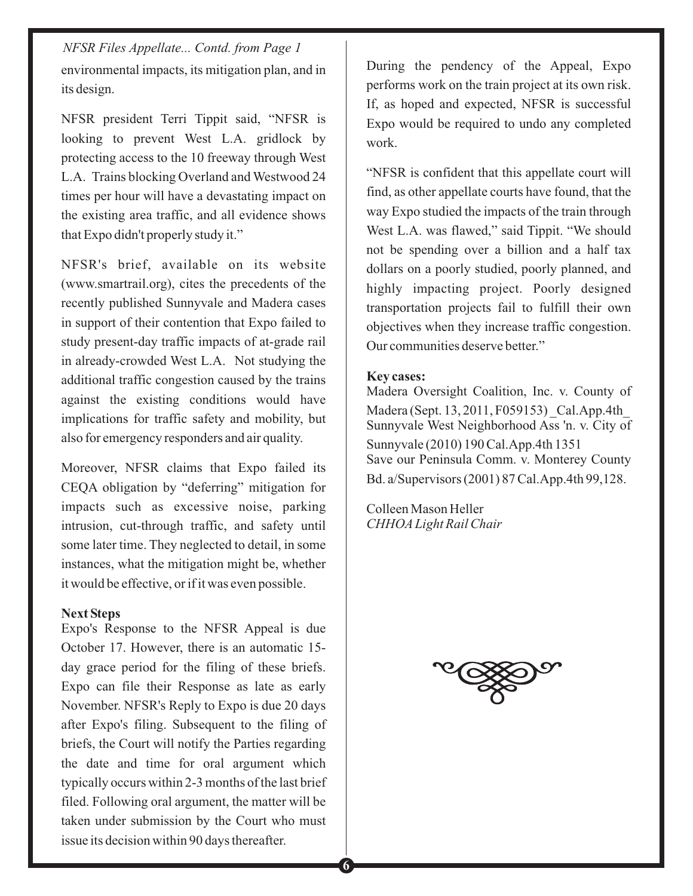*NFSR Files Appellate... Contd. from Page 1*

environmental impacts, its mitigation plan, and in its design.

NFSR president Terri Tippit said, "NFSR is looking to prevent West L.A. gridlock by protecting access to the 10 freeway through West L.A. Trains blocking Overland and Westwood 24 times per hour will have a devastating impact on the existing area traffic, and all evidence shows that Expo didn't properly study it."

NFSR's brief, available on its website (www.smartrail.org), cites the precedents of the recently published Sunnyvale and Madera cases in support of their contention that Expo failed to study present-day traffic impacts of at-grade rail in already-crowded West L.A. Not studying the additional traffic congestion caused by the trains against the existing conditions would have implications for traffic safety and mobility, but also for emergency responders and air quality.

Moreover, NFSR claims that Expo failed its CEQA obligation by "deferring" mitigation for impacts such as excessive noise, parking intrusion, cut-through traffic, and safety until some later time. They neglected to detail, in some instances, what the mitigation might be, whether it would be effective, or if it was even possible.

**Next Steps**

Expo's Response to the NFSR Appeal is due October 17. However, there is an automatic 15-day grace period for the filing of these briefs. Expo can file their Response as late as early November. NFSR's Reply to Expo is due 20 days after Expo's filing. Subsequent to the filing of briefs, the Court will notify the Parties regarding the date and time for oral argument which typically occurs within 2-3 months of the last brief filed. Following oral argument, the matter will be taken under submission by the Court who must issue its decision within 90 days thereafter.

During the pendency of the Appeal, Expo performs work on the train project at its own risk. If, as hoped and expected, NFSR is successful Expo would be required to undo any completed work.

"NFSR is confident that this appellate court will find, as other appellate courts have found, that the way Expo studied the impacts of the train through West L.A. was flawed," said Tippit. "We should not be spending over a billion and a half tax dollars on a poorly studied, poorly planned, and highly impacting project. Poorly designed transportation projects fail to fulfill their own objectives when they increase traffic congestion. Our communities deserve better."

**Key cases:**

Madera Oversight Coalition, Inc. v. County of Madera (Sept. 13, 2011, F059153) _Cal.App.4th_
Sunnyvale West Neighborhood Ass 'n. v. City of Sunnyvale (2010) 190 Cal.App.4th 1351
Save our Peninsula Comm. v. Monterey County Bd. a/Supervisors (2001) 87 Cal.App.4th 99,128.

Colleen Mason Heller
*CHHOA Light Rail Chair*